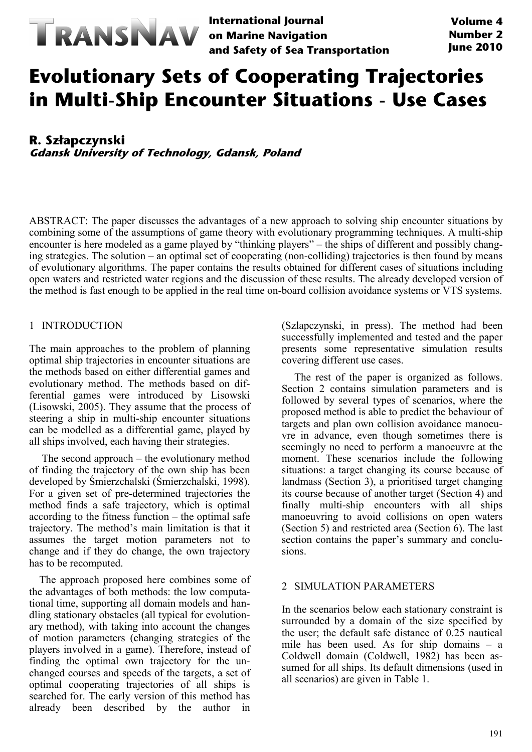# Evolutionary Sets of Cooperating Trajectories in Multi-Ship Encounter Situations - Use Cases

**R. Szłapczynski**
***Gdansk University of Technology, Gdansk, Poland***

ABSTRACT: The paper discusses the advantages of a new approach to solving ship encounter situations by combining some of the assumptions of game theory with evolutionary programming techniques. A multi-ship encounter is here modeled as a game played by "thinking players" – the ships of different and possibly changing strategies. The solution – an optimal set of cooperating (non-colliding) trajectories is then found by means of evolutionary algorithms. The paper contains the results obtained for different cases of situations including open waters and restricted water regions and the discussion of these results. The already developed version of the method is fast enough to be applied in the real time on-board collision avoidance systems or VTS systems.

## 1 INTRODUCTION

The main approaches to the problem of planning optimal ship trajectories in encounter situations are the methods based on either differential games and evolutionary method. The methods based on differential games were introduced by Lisowski (Lisowski, 2005). They assume that the process of steering a ship in multi-ship encounter situations can be modelled as a differential game, played by all ships involved, each having their strategies.

The second approach – the evolutionary method of finding the trajectory of the own ship has been developed by Śmierzchalski (Śmierzchalski, 1998). For a given set of pre-determined trajectories the method finds a safe trajectory, which is optimal according to the fitness function – the optimal safe trajectory. The method's main limitation is that it assumes the target motion parameters not to change and if they do change, the own trajectory has to be recomputed.

The approach proposed here combines some of the advantages of both methods: the low computational time, supporting all domain models and handling stationary obstacles (all typical for evolutionary method), with taking into account the changes of motion parameters (changing strategies of the players involved in a game). Therefore, instead of finding the optimal own trajectory for the unchanged courses and speeds of the targets, a set of optimal cooperating trajectories of all ships is searched for. The early version of this method has already been described by the author in (Szlapczynski, in press). The method had been successfully implemented and tested and the paper presents some representative simulation results covering different use cases.

The rest of the paper is organized as follows. Section 2 contains simulation parameters and is followed by several types of scenarios, where the proposed method is able to predict the behaviour of targets and plan own collision avoidance manoeuvre in advance, even though sometimes there is seemingly no need to perform a manoeuvre at the moment. These scenarios include the following situations: a target changing its course because of landmass (Section 3), a prioritised target changing its course because of another target (Section 4) and finally multi-ship encounters with all ships manoeuvring to avoid collisions on open waters (Section 5) and restricted area (Section 6). The last section contains the paper's summary and conclusions.

## 2 SIMULATION PARAMETERS

In the scenarios below each stationary constraint is surrounded by a domain of the size specified by the user; the default safe distance of 0.25 nautical mile has been used. As for ship domains – a Coldwell domain (Coldwell, 1982) has been assumed for all ships. Its default dimensions (used in all scenarios) are given in Table 1.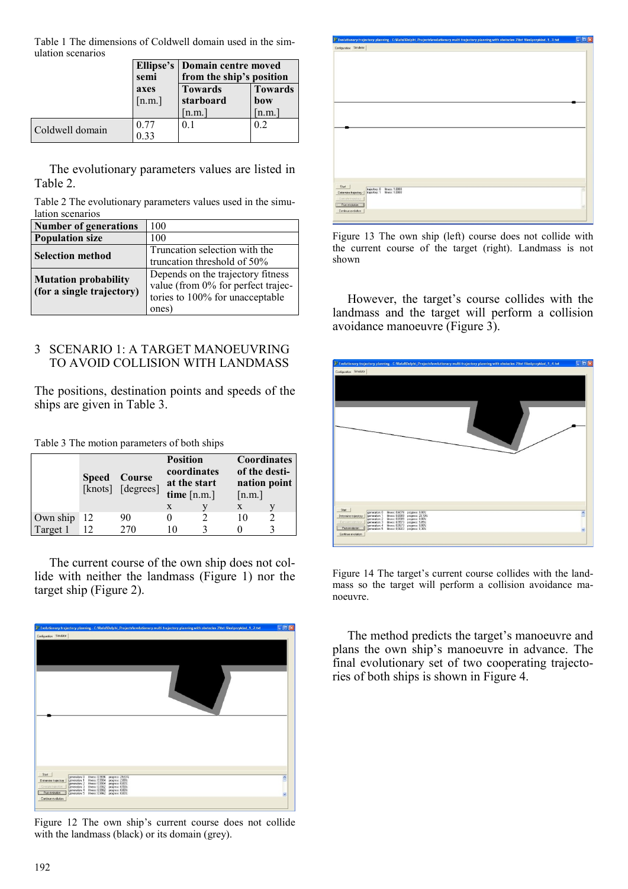Table 1 The dimensions of Coldwell domain used in the simulation scenarios

| | Ellipse's semi axes [n.m.] | Domain centre moved from the ship's position | |
|---|---|---|---|
| | | Towards starboard [n.m.] | Towards bow [n.m.] |
| Coldwell domain | 0.77 0.33 | 0.1 | 0.2 |

The evolutionary parameters values are listed in Table 2.

Table 2 The evolutionary parameters values used in the simulation scenarios

| | |
|---|---|
| **Number of generations** | 100 |
| **Population size** | 100 |
| **Selection method** | Truncation selection with the truncation threshold of 50% |
| **Mutation probability (for a single trajectory)** | Depends on the trajectory fitness value (from 0% for perfect trajectories to 100% for unacceptable ones) |

## 3 SCENARIO 1: A TARGET MANOEUVRING TO AVOID COLLISION WITH LANDMASS

The positions, destination points and speeds of the ships are given in Table 3.

Table 3 The motion parameters of both ships

| | Speed [knots] | Course [degrees] | Position coordinates at the start time [n.m.] | | Coordinates of the destination point [n.m.] | |
|---|---|---|---|---|---|---|
| | | | x | y | x | y |
| Own ship | 12 | 90 | 0 | 2 | 10 | 2 |
| Target 1 | 12 | 270 | 10 | 3 | 0 | 3 |

The current course of the own ship does not collide with neither the landmass (Figure 1) nor the target ship (Figure 2).

Figure 12 The own ship's current course does not collide with the landmass (black) or its domain (grey).

Figure 13 The own ship (left) course does not collide with the current course of the target (right). Landmass is not shown

However, the target's course collides with the landmass and the target will perform a collision avoidance manoeuvre (Figure 3).

Figure 14 The target's current course collides with the landmass so the target will perform a collision avoidance manoeuvre.

The method predicts the target's manoeuvre and plans the own ship's manoeuvre in advance. The final evolutionary set of two cooperating trajectories of both ships is shown in Figure 4.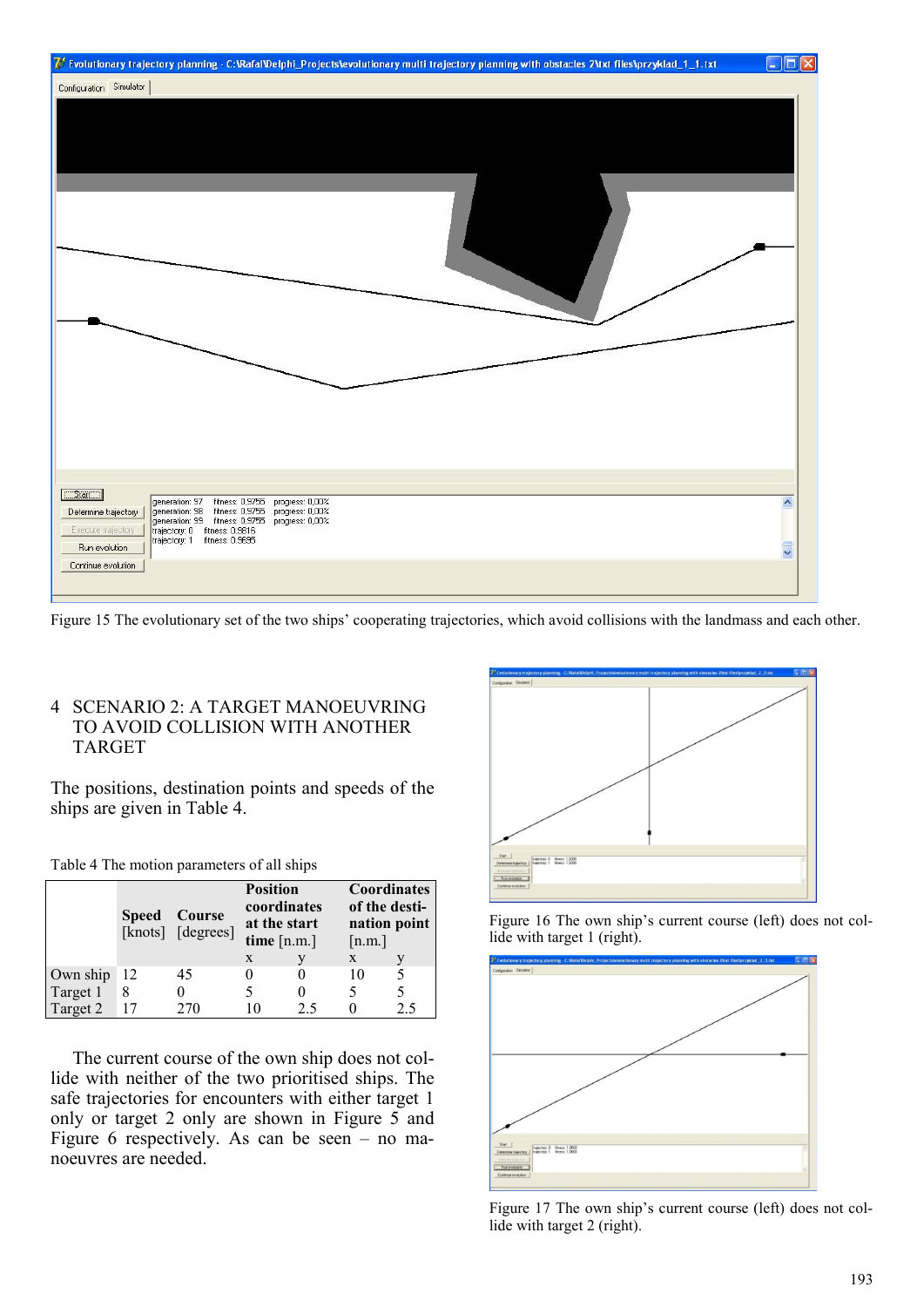Figure 15 The evolutionary set of the two ships' cooperating trajectories, which avoid collisions with the landmass and each other.

## 4 SCENARIO 2: A TARGET MANOEUVRING TO AVOID COLLISION WITH ANOTHER TARGET

The positions, destination points and speeds of the ships are given in Table 4.

Table 4 The motion parameters of all ships

| | **Speed** [knots] | **Course** [degrees] | **Position coordinates at the start time** [n.m.] | | **Coordinates of the destination point** [n.m.] | |
|---|---|---|---|---|---|---|
| | | | x | y | x | y |
| Own ship | 12 | 45 | 0 | 0 | 10 | 5 |
| Target 1 | 8 | 0 | 5 | 0 | 5 | 5 |
| Target 2 | 17 | 270 | 10 | 2.5 | 0 | 2.5 |

The current course of the own ship does not collide with neither of the two prioritised ships. The safe trajectories for encounters with either target 1 only or target 2 only are shown in Figure 5 and Figure 6 respectively. As can be seen – no manoeuvres are needed.

Figure 16 The own ship's current course (left) does not collide with target 1 (right).

Figure 17 The own ship's current course (left) does not collide with target 2 (right).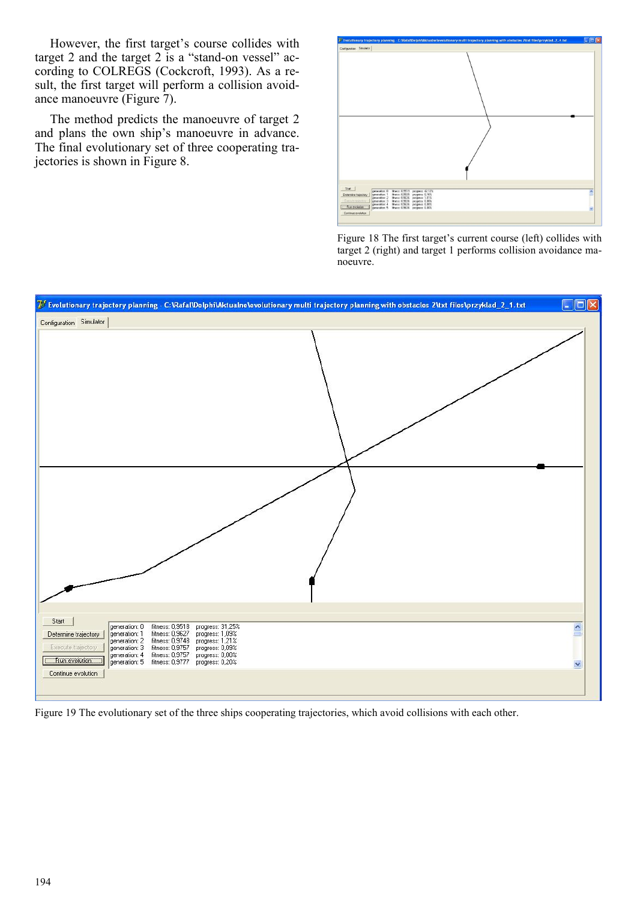However, the first target's course collides with target 2 and the target 2 is a "stand-on vessel" according to COLREGS (Cockcroft, 1993). As a result, the first target will perform a collision avoidance manoeuvre (Figure 7).

The method predicts the manoeuvre of target 2 and plans the own ship's manoeuvre in advance. The final evolutionary set of three cooperating trajectories is shown in Figure 8.

Figure 18 The first target's current course (left) collides with target 2 (right) and target 1 performs collision avoidance manoeuvre.

Figure 19 The evolutionary set of the three ships cooperating trajectories, which avoid collisions with each other.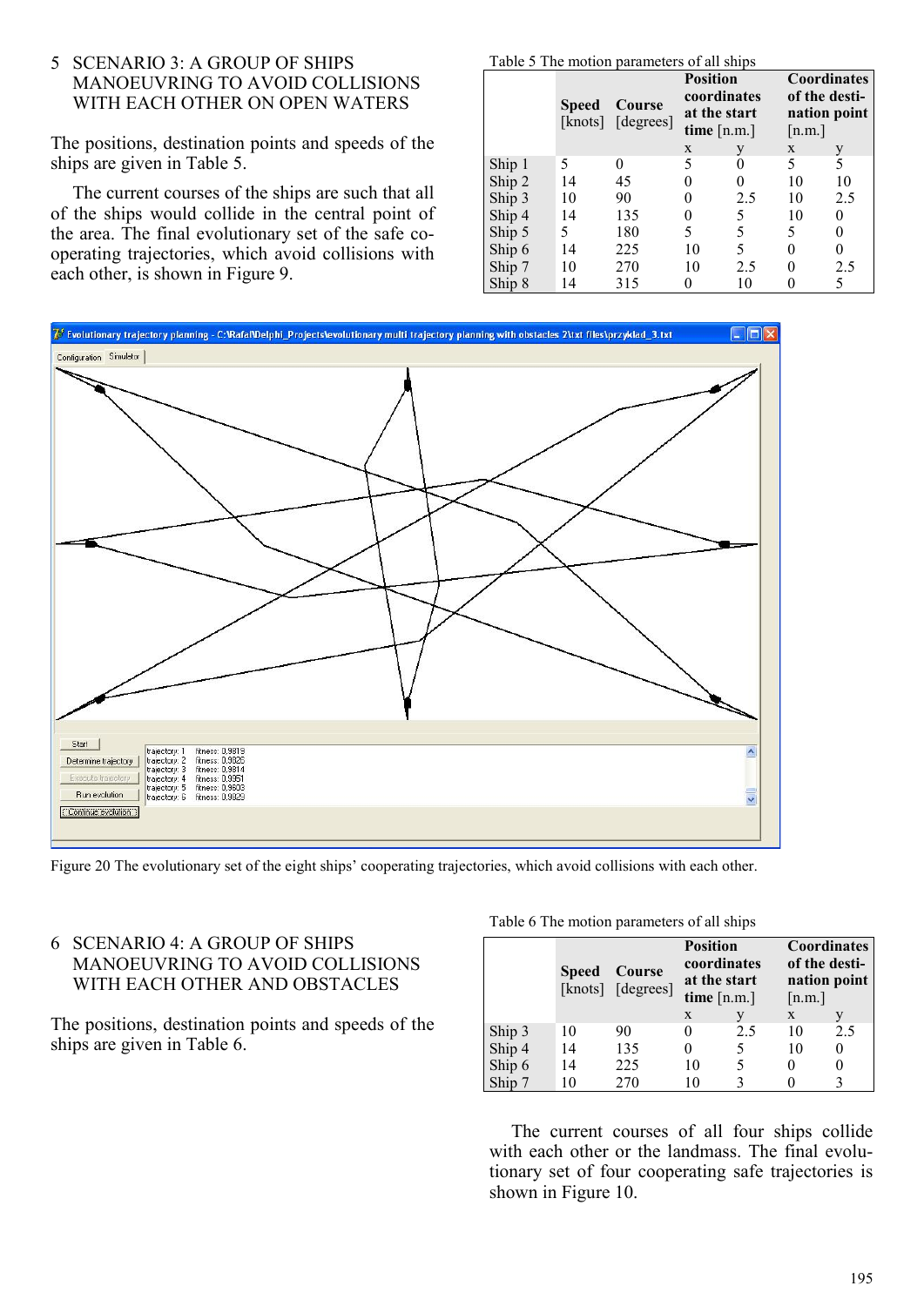## 5 SCENARIO 3: A GROUP OF SHIPS MANOEUVRING TO AVOID COLLISIONS WITH EACH OTHER ON OPEN WATERS

The positions, destination points and speeds of the ships are given in Table 5.

The current courses of the ships are such that all of the ships would collide in the central point of the area. The final evolutionary set of the safe co-operating trajectories, which avoid collisions with each other, is shown in Figure 9.

Table 5 The motion parameters of all ships

| | Speed [knots] | Course [degrees] | Position coordinates at the start time [n.m.] | | Coordinates of the destination point [n.m.] | |
|---|---|---|---|---|---|---|
| | | | x | y | x | y |
| Ship 1 | 5 | 0 | 5 | 0 | 5 | 5 |
| Ship 2 | 14 | 45 | 0 | 0 | 10 | 10 |
| Ship 3 | 10 | 90 | 0 | 2.5 | 10 | 2.5 |
| Ship 4 | 14 | 135 | 0 | 5 | 10 | 0 |
| Ship 5 | 5 | 180 | 5 | 5 | 5 | 0 |
| Ship 6 | 14 | 225 | 10 | 5 | 0 | 0 |
| Ship 7 | 10 | 270 | 10 | 2.5 | 0 | 2.5 |
| Ship 8 | 14 | 315 | 0 | 10 | 0 | 5 |

Evolutionary trajectory planning - C:\Rafal\Delphi_Projects\evolutionary multi trajectory planning with obstacles 2\txt files\przyklad_3.txt

Configuration Simulator

Start
Determine trajectory
Execute trajectory
Run evolution
Continue evolution

trajectory: 1 fitness: 0.9819
trajectory: 2 fitness: 0.9825
trajectory: 3 fitness: 0.9814
trajectory: 4 fitness: 0.9951
trajectory: 5 fitness: 0.9603
trajectory: 6 fitness: 0.9829

Figure 20 The evolutionary set of the eight ships' cooperating trajectories, which avoid collisions with each other.

## 6 SCENARIO 4: A GROUP OF SHIPS MANOEUVRING TO AVOID COLLISIONS WITH EACH OTHER AND OBSTACLES

The positions, destination points and speeds of the ships are given in Table 6.

Table 6 The motion parameters of all ships

| | Speed [knots] | Course [degrees] | Position coordinates at the start time [n.m.] | | Coordinates of the destination point [n.m.] | |
|---|---|---|---|---|---|---|
| | | | x | y | x | y |
| Ship 3 | 10 | 90 | 0 | 2.5 | 10 | 2.5 |
| Ship 4 | 14 | 135 | 0 | 5 | 10 | 0 |
| Ship 6 | 14 | 225 | 10 | 5 | 0 | 0 |
| Ship 7 | 10 | 270 | 10 | 3 | 0 | 3 |

The current courses of all four ships collide with each other or the landmass. The final evolutionary set of four cooperating safe trajectories is shown in Figure 10.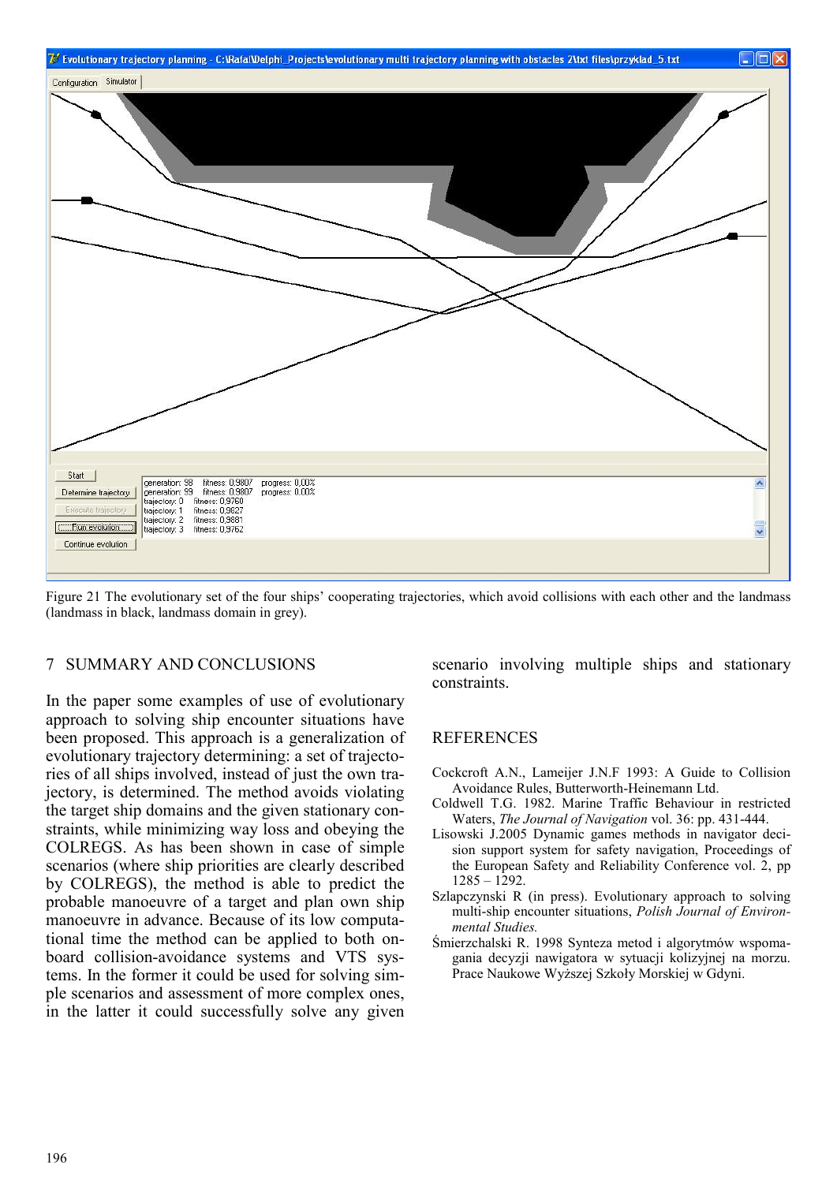Figure 21 The evolutionary set of the four ships' cooperating trajectories, which avoid collisions with each other and the landmass (landmass in black, landmass domain in grey).

## 7 SUMMARY AND CONCLUSIONS

In the paper some examples of use of evolutionary approach to solving ship encounter situations have been proposed. This approach is a generalization of evolutionary trajectory determining: a set of trajectories of all ships involved, instead of just the own trajectory, is determined. The method avoids violating the target ship domains and the given stationary constraints, while minimizing way loss and obeying the COLREGS. As has been shown in case of simple scenarios (where ship priorities are clearly described by COLREGS), the method is able to predict the probable manoeuvre of a target and plan own ship manoeuvre in advance. Because of its low computational time the method can be applied to both on-board collision-avoidance systems and VTS systems. In the former it could be used for solving simple scenarios and assessment of more complex ones, in the latter it could successfully solve any given scenario involving multiple ships and stationary constraints.

## REFERENCES

Cockcroft A.N., Lameijer J.N.F 1993: A Guide to Collision Avoidance Rules, Butterworth-Heinemann Ltd.

Coldwell T.G. 1982. Marine Traffic Behaviour in restricted Waters, *The Journal of Navigation* vol. 36: pp. 431-444.

Lisowski J.2005 Dynamic games methods in navigator decision support system for safety navigation, Proceedings of the European Safety and Reliability Conference vol. 2, pp 1285 – 1292.

Szlapczynski R (in press). Evolutionary approach to solving multi-ship encounter situations, *Polish Journal of Environmental Studies.*

Śmierzchalski R. 1998 Synteza metod i algorytmów wspomagania decyzji nawigatora w sytuacji kolizyjnej na morzu. Prace Naukowe Wyższej Szkoły Morskiej w Gdyni.